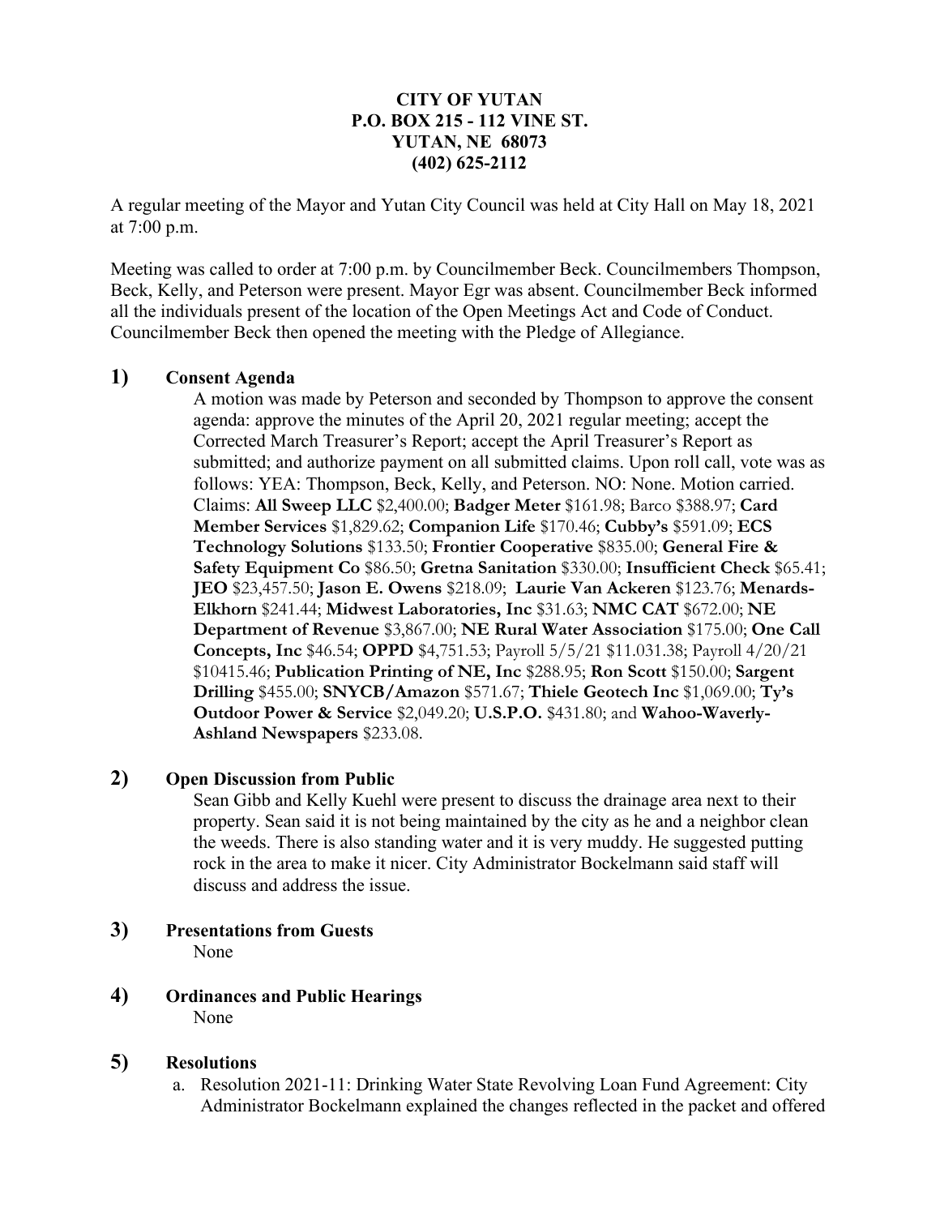**CITY OF YUTAN**
**P.O. BOX 215 - 112 VINE ST.**
**YUTAN, NE 68073**
**(402) 625-2112**

A regular meeting of the Mayor and Yutan City Council was held at City Hall on May 18, 2021 at 7:00 p.m.

Meeting was called to order at 7:00 p.m. by Councilmember Beck. Councilmembers Thompson, Beck, Kelly, and Peterson were present. Mayor Egr was absent. Councilmember Beck informed all the individuals present of the location of the Open Meetings Act and Code of Conduct. Councilmember Beck then opened the meeting with the Pledge of Allegiance.

## 1) Consent Agenda

A motion was made by Peterson and seconded by Thompson to approve the consent agenda: approve the minutes of the April 20, 2021 regular meeting; accept the Corrected March Treasurer's Report; accept the April Treasurer's Report as submitted; and authorize payment on all submitted claims. Upon roll call, vote was as follows: YEA: Thompson, Beck, Kelly, and Peterson. NO: None. Motion carried. Claims: **All Sweep LLC** $2,400.00; **Badger Meter** $161.98; Barco $388.97; **Card Member Services** $1,829.62; **Companion Life** $170.46; **Cubby's** $591.09; **ECS Technology Solutions** $133.50; **Frontier Cooperative** $835.00; **General Fire & Safety Equipment Co** $86.50; **Gretna Sanitation** $330.00; **Insufficient Check** $65.41; **JEO** $23,457.50; **Jason E. Owens** $218.09; **Laurie Van Ackeren** $123.76; **Menards-Elkhorn** $241.44; **Midwest Laboratories, Inc** $31.63; **NMC CAT** $672.00; **NE Department of Revenue** $3,867.00; **NE Rural Water Association** $175.00; **One Call Concepts, Inc** $46.54; **OPPD** $4,751.53; Payroll 5/5/21 $11.031.38; Payroll 4/20/21 $10415.46; **Publication Printing of NE, Inc** $288.95; **Ron Scott** $150.00; **Sargent Drilling** $455.00; **SNYCB/Amazon** $571.67; **Thiele Geotech Inc** $1,069.00; **Ty's Outdoor Power & Service** $2,049.20; **U.S.P.O.** $431.80; and **Wahoo-Waverly-Ashland Newspapers** $233.08.

## 2) Open Discussion from Public

Sean Gibb and Kelly Kuehl were present to discuss the drainage area next to their property. Sean said it is not being maintained by the city as he and a neighbor clean the weeds. There is also standing water and it is very muddy. He suggested putting rock in the area to make it nicer. City Administrator Bockelmann said staff will discuss and address the issue.

## 3) Presentations from Guests

None

## 4) Ordinances and Public Hearings

None

## 5) Resolutions

a. Resolution 2021-11: Drinking Water State Revolving Loan Fund Agreement: City Administrator Bockelmann explained the changes reflected in the packet and offered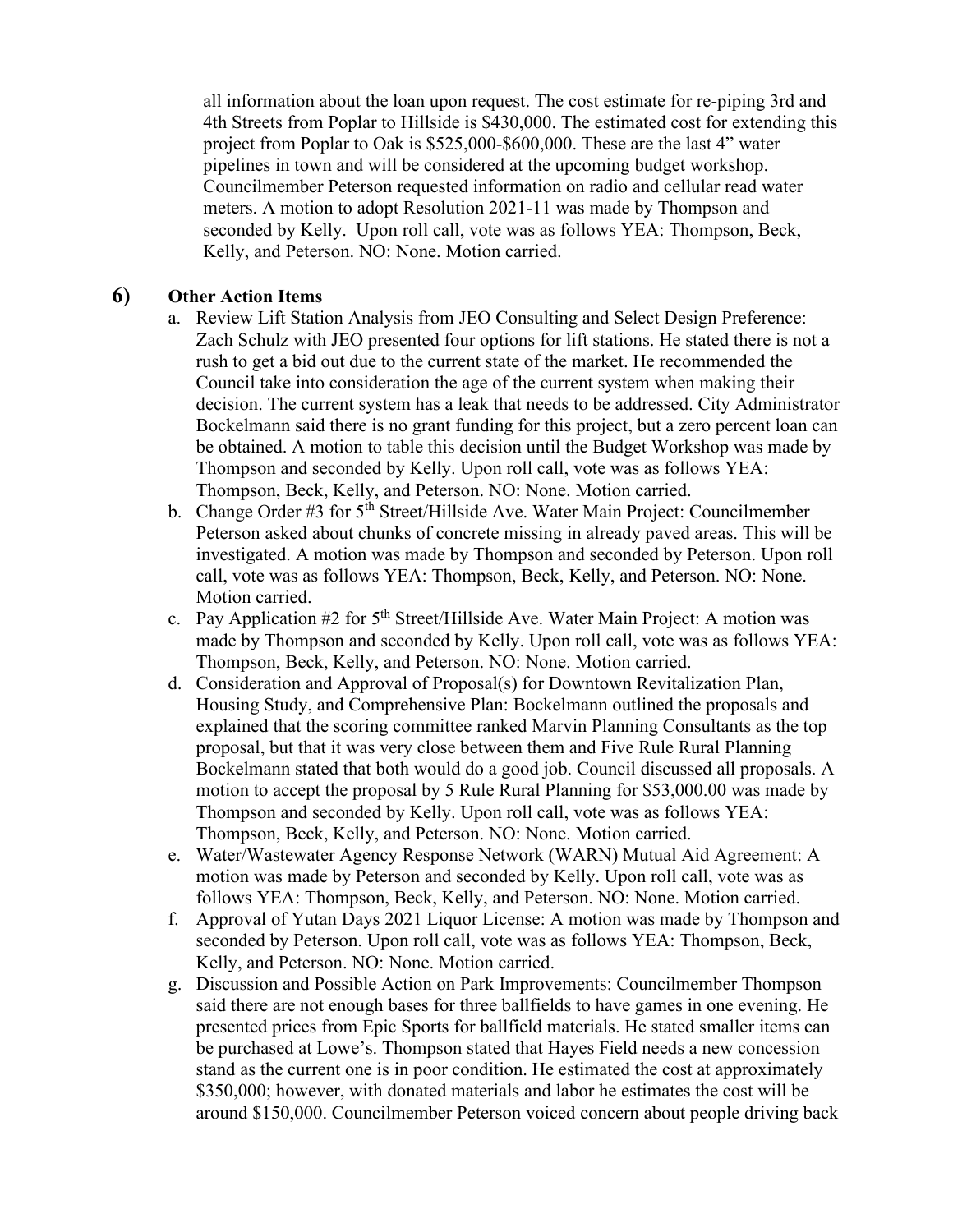all information about the loan upon request. The cost estimate for re-piping 3rd and 4th Streets from Poplar to Hillside is $430,000. The estimated cost for extending this project from Poplar to Oak is $525,000-$600,000. These are the last 4" water pipelines in town and will be considered at the upcoming budget workshop. Councilmember Peterson requested information on radio and cellular read water meters. A motion to adopt Resolution 2021-11 was made by Thompson and seconded by Kelly. Upon roll call, vote was as follows YEA: Thompson, Beck, Kelly, and Peterson. NO: None. Motion carried.

**6) Other Action Items**

a. Review Lift Station Analysis from JEO Consulting and Select Design Preference: Zach Schulz with JEO presented four options for lift stations. He stated there is not a rush to get a bid out due to the current state of the market. He recommended the Council take into consideration the age of the current system when making their decision. The current system has a leak that needs to be addressed. City Administrator Bockelmann said there is no grant funding for this project, but a zero percent loan can be obtained. A motion to table this decision until the Budget Workshop was made by Thompson and seconded by Kelly. Upon roll call, vote was as follows YEA: Thompson, Beck, Kelly, and Peterson. NO: None. Motion carried.

b. Change Order #3 for 5th Street/Hillside Ave. Water Main Project: Councilmember Peterson asked about chunks of concrete missing in already paved areas. This will be investigated. A motion was made by Thompson and seconded by Peterson. Upon roll call, vote was as follows YEA: Thompson, Beck, Kelly, and Peterson. NO: None. Motion carried.

c. Pay Application #2 for 5th Street/Hillside Ave. Water Main Project: A motion was made by Thompson and seconded by Kelly. Upon roll call, vote was as follows YEA: Thompson, Beck, Kelly, and Peterson. NO: None. Motion carried.

d. Consideration and Approval of Proposal(s) for Downtown Revitalization Plan, Housing Study, and Comprehensive Plan: Bockelmann outlined the proposals and explained that the scoring committee ranked Marvin Planning Consultants as the top proposal, but that it was very close between them and Five Rule Rural Planning Bockelmann stated that both would do a good job. Council discussed all proposals. A motion to accept the proposal by 5 Rule Rural Planning for $53,000.00 was made by Thompson and seconded by Kelly. Upon roll call, vote was as follows YEA: Thompson, Beck, Kelly, and Peterson. NO: None. Motion carried.

e. Water/Wastewater Agency Response Network (WARN) Mutual Aid Agreement: A motion was made by Peterson and seconded by Kelly. Upon roll call, vote was as follows YEA: Thompson, Beck, Kelly, and Peterson. NO: None. Motion carried.

f. Approval of Yutan Days 2021 Liquor License: A motion was made by Thompson and seconded by Peterson. Upon roll call, vote was as follows YEA: Thompson, Beck, Kelly, and Peterson. NO: None. Motion carried.

g. Discussion and Possible Action on Park Improvements: Councilmember Thompson said there are not enough bases for three ballfields to have games in one evening. He presented prices from Epic Sports for ballfield materials. He stated smaller items can be purchased at Lowe's. Thompson stated that Hayes Field needs a new concession stand as the current one is in poor condition. He estimated the cost at approximately $350,000; however, with donated materials and labor he estimates the cost will be around $150,000. Councilmember Peterson voiced concern about people driving back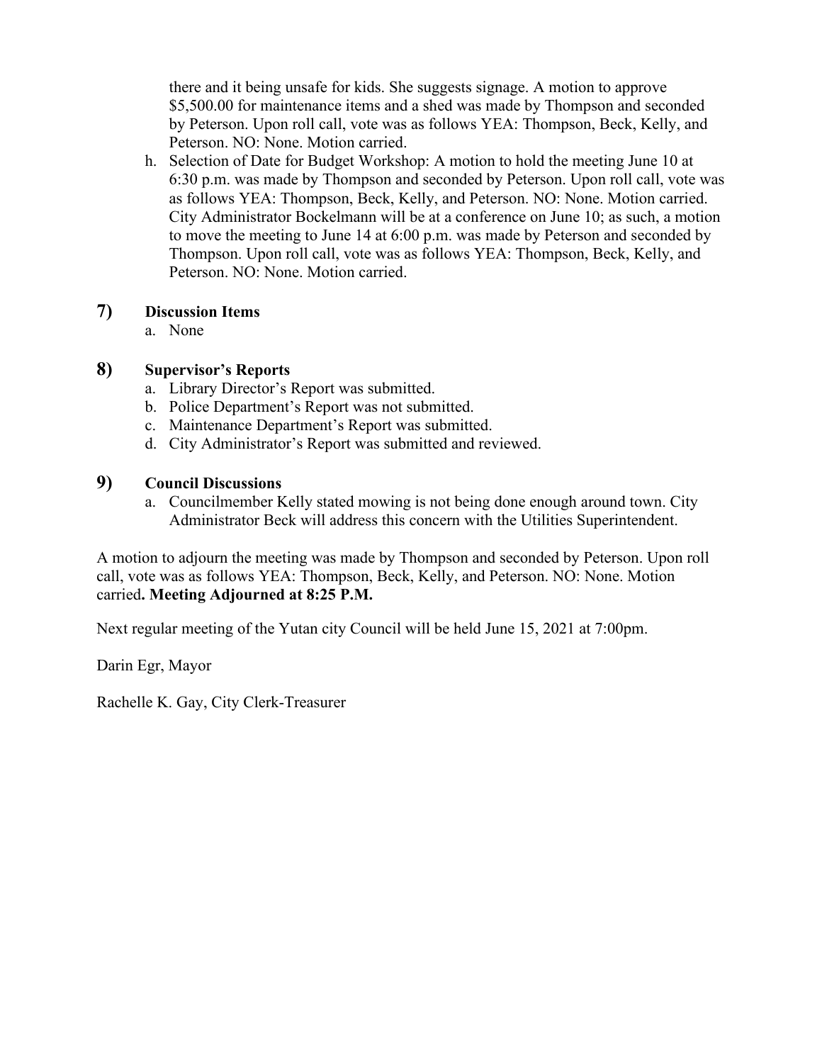there and it being unsafe for kids. She suggests signage. A motion to approve $5,500.00 for maintenance items and a shed was made by Thompson and seconded by Peterson. Upon roll call, vote was as follows YEA: Thompson, Beck, Kelly, and Peterson. NO: None. Motion carried.

h. Selection of Date for Budget Workshop: A motion to hold the meeting June 10 at 6:30 p.m. was made by Thompson and seconded by Peterson. Upon roll call, vote was as follows YEA: Thompson, Beck, Kelly, and Peterson. NO: None. Motion carried. City Administrator Bockelmann will be at a conference on June 10; as such, a motion to move the meeting to June 14 at 6:00 p.m. was made by Peterson and seconded by Thompson. Upon roll call, vote was as follows YEA: Thompson, Beck, Kelly, and Peterson. NO: None. Motion carried.

## 7) Discussion Items

a. None

## 8) Supervisor's Reports

a. Library Director's Report was submitted.
b. Police Department's Report was not submitted.
c. Maintenance Department's Report was submitted.
d. City Administrator's Report was submitted and reviewed.

## 9) Council Discussions

a. Councilmember Kelly stated mowing is not being done enough around town. City Administrator Beck will address this concern with the Utilities Superintendent.

A motion to adjourn the meeting was made by Thompson and seconded by Peterson. Upon roll call, vote was as follows YEA: Thompson, Beck, Kelly, and Peterson. NO: None. Motion carried**. Meeting Adjourned at 8:25 P.M.**

Next regular meeting of the Yutan city Council will be held June 15, 2021 at 7:00pm.

Darin Egr, Mayor

Rachelle K. Gay, City Clerk-Treasurer